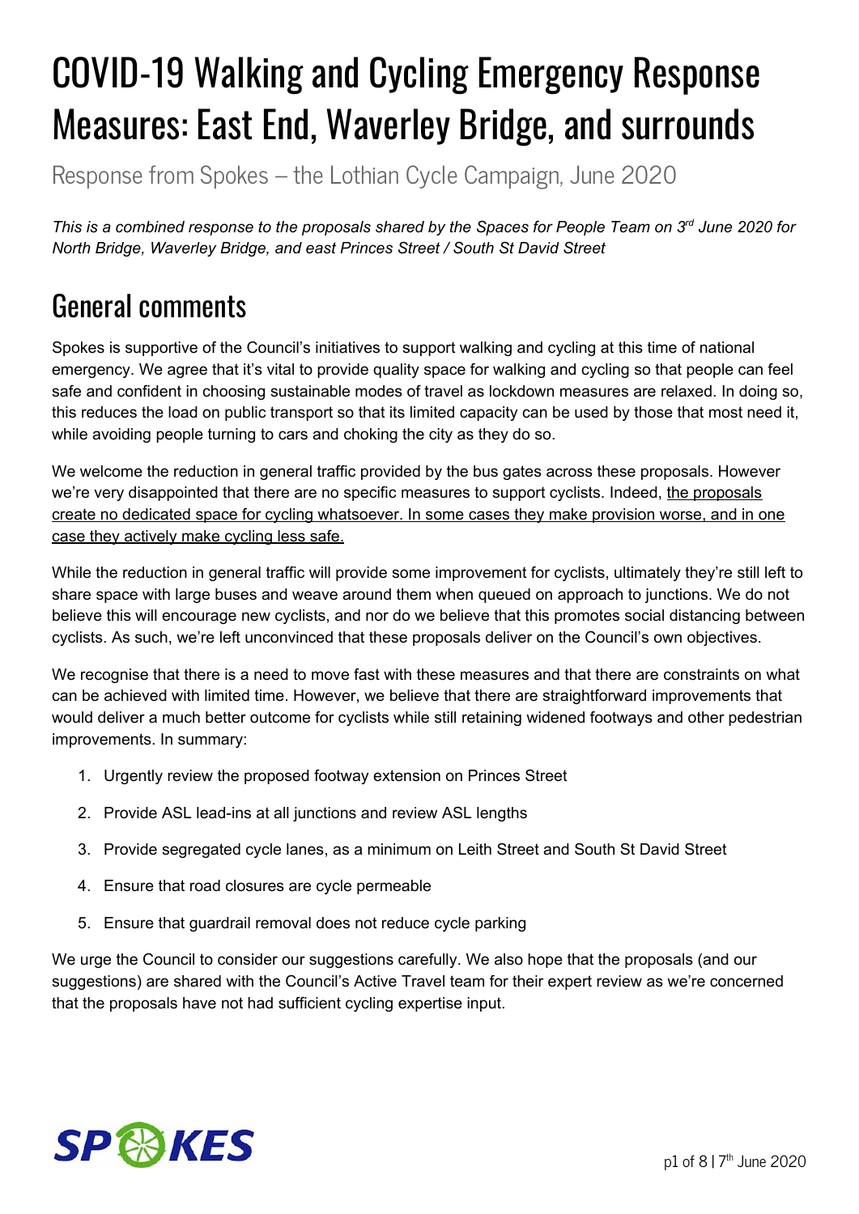# COVID-19 Walking and Cycling Emergency Response Measures: East End, Waverley Bridge, and surrounds

Response from Spokes – the Lothian Cycle Campaign, June 2020

*This is a combined response to the proposals shared by the Spaces for People Team on 3rd June 2020 for North Bridge, Waverley Bridge, and east Princes Street / South St David Street*

## General comments

Spokes is supportive of the Council's initiatives to support walking and cycling at this time of national emergency. We agree that it's vital to provide quality space for walking and cycling so that people can feel safe and confident in choosing sustainable modes of travel as lockdown measures are relaxed. In doing so, this reduces the load on public transport so that its limited capacity can be used by those that most need it, while avoiding people turning to cars and choking the city as they do so.

We welcome the reduction in general traffic provided by the bus gates across these proposals. However we're very disappointed that there are no specific measures to support cyclists. Indeed, <u>the proposals create no dedicated space for cycling whatsoever. In some cases they make provision worse, and in one case they actively make cycling less safe.</u>

While the reduction in general traffic will provide some improvement for cyclists, ultimately they're still left to share space with large buses and weave around them when queued on approach to junctions. We do not believe this will encourage new cyclists, and nor do we believe that this promotes social distancing between cyclists. As such, we're left unconvinced that these proposals deliver on the Council's own objectives.

We recognise that there is a need to move fast with these measures and that there are constraints on what can be achieved with limited time. However, we believe that there are straightforward improvements that would deliver a much better outcome for cyclists while still retaining widened footways and other pedestrian improvements. In summary:

1. Urgently review the proposed footway extension on Princes Street
2. Provide ASL lead-ins at all junctions and review ASL lengths
3. Provide segregated cycle lanes, as a minimum on Leith Street and South St David Street
4. Ensure that road closures are cycle permeable
5. Ensure that guardrail removal does not reduce cycle parking

We urge the Council to consider our suggestions carefully. We also hope that the proposals (and our suggestions) are shared with the Council's Active Travel team for their expert review as we're concerned that the proposals have not had sufficient cycling expertise input.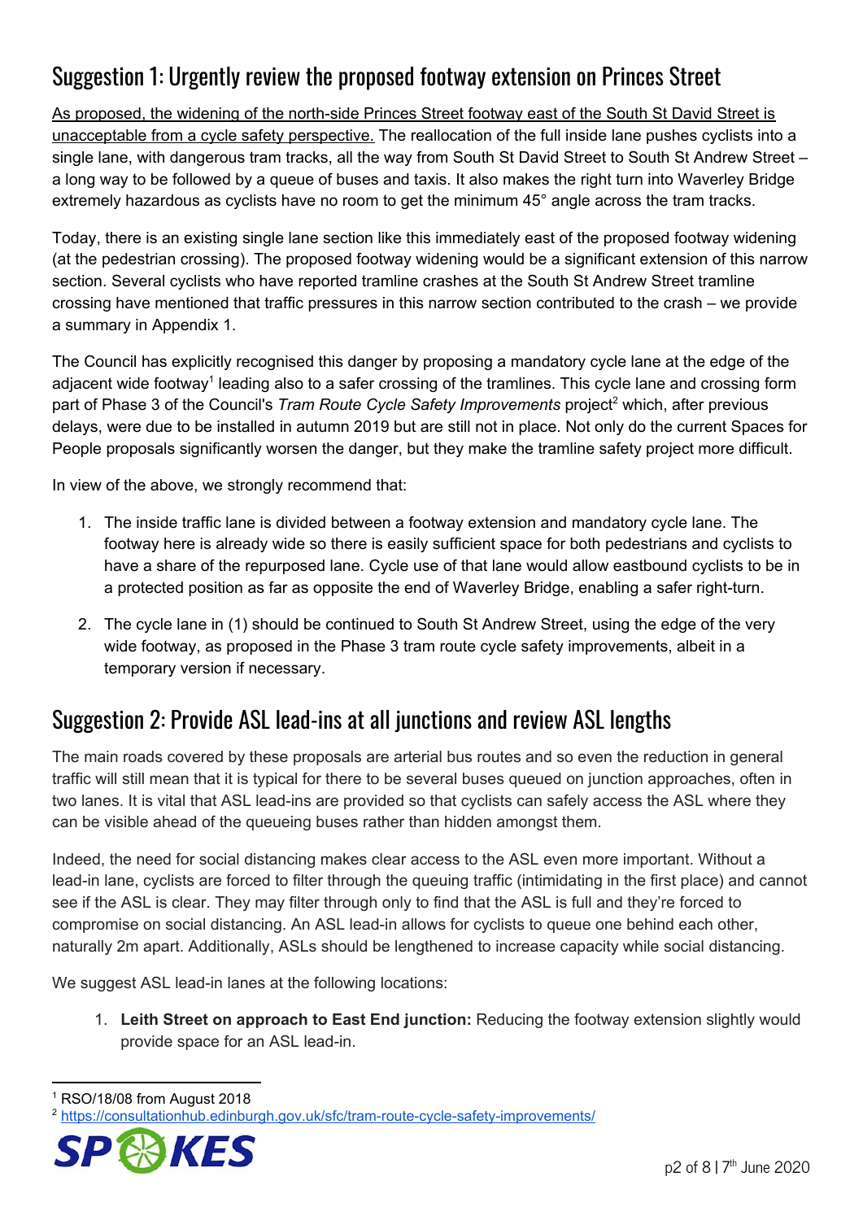## Suggestion 1: Urgently review the proposed footway extension on Princes Street

As proposed, the widening of the north-side Princes Street footway east of the South St David Street is unacceptable from a cycle safety perspective. The reallocation of the full inside lane pushes cyclists into a single lane, with dangerous tram tracks, all the way from South St David Street to South St Andrew Street – a long way to be followed by a queue of buses and taxis. It also makes the right turn into Waverley Bridge extremely hazardous as cyclists have no room to get the minimum 45° angle across the tram tracks.

Today, there is an existing single lane section like this immediately east of the proposed footway widening (at the pedestrian crossing). The proposed footway widening would be a significant extension of this narrow section. Several cyclists who have reported tramline crashes at the South St Andrew Street tramline crossing have mentioned that traffic pressures in this narrow section contributed to the crash – we provide a summary in Appendix 1.

The Council has explicitly recognised this danger by proposing a mandatory cycle lane at the edge of the adjacent wide footway[1] leading also to a safer crossing of the tramlines. This cycle lane and crossing form part of Phase 3 of the Council's *Tram Route Cycle Safety Improvements* project[2] which, after previous delays, were due to be installed in autumn 2019 but are still not in place. Not only do the current Spaces for People proposals significantly worsen the danger, but they make the tramline safety project more difficult.

In view of the above, we strongly recommend that:

1. The inside traffic lane is divided between a footway extension and mandatory cycle lane. The footway here is already wide so there is easily sufficient space for both pedestrians and cyclists to have a share of the repurposed lane. Cycle use of that lane would allow eastbound cyclists to be in a protected position as far as opposite the end of Waverley Bridge, enabling a safer right-turn.
2. The cycle lane in (1) should be continued to South St Andrew Street, using the edge of the very wide footway, as proposed in the Phase 3 tram route cycle safety improvements, albeit in a temporary version if necessary.

## Suggestion 2: Provide ASL lead-ins at all junctions and review ASL lengths

The main roads covered by these proposals are arterial bus routes and so even the reduction in general traffic will still mean that it is typical for there to be several buses queued on junction approaches, often in two lanes. It is vital that ASL lead-ins are provided so that cyclists can safely access the ASL where they can be visible ahead of the queueing buses rather than hidden amongst them.

Indeed, the need for social distancing makes clear access to the ASL even more important. Without a lead-in lane, cyclists are forced to filter through the queuing traffic (intimidating in the first place) and cannot see if the ASL is clear. They may filter through only to find that the ASL is full and they're forced to compromise on social distancing. An ASL lead-in allows for cyclists to queue one behind each other, naturally 2m apart. Additionally, ASLs should be lengthened to increase capacity while social distancing.

We suggest ASL lead-in lanes at the following locations:

1. **Leith Street on approach to East End junction:** Reducing the footway extension slightly would provide space for an ASL lead-in.

---

[1] RSO/18/08 from August 2018

[2] https://consultationhub.edinburgh.gov.uk/sfc/tram-route-cycle-safety-improvements/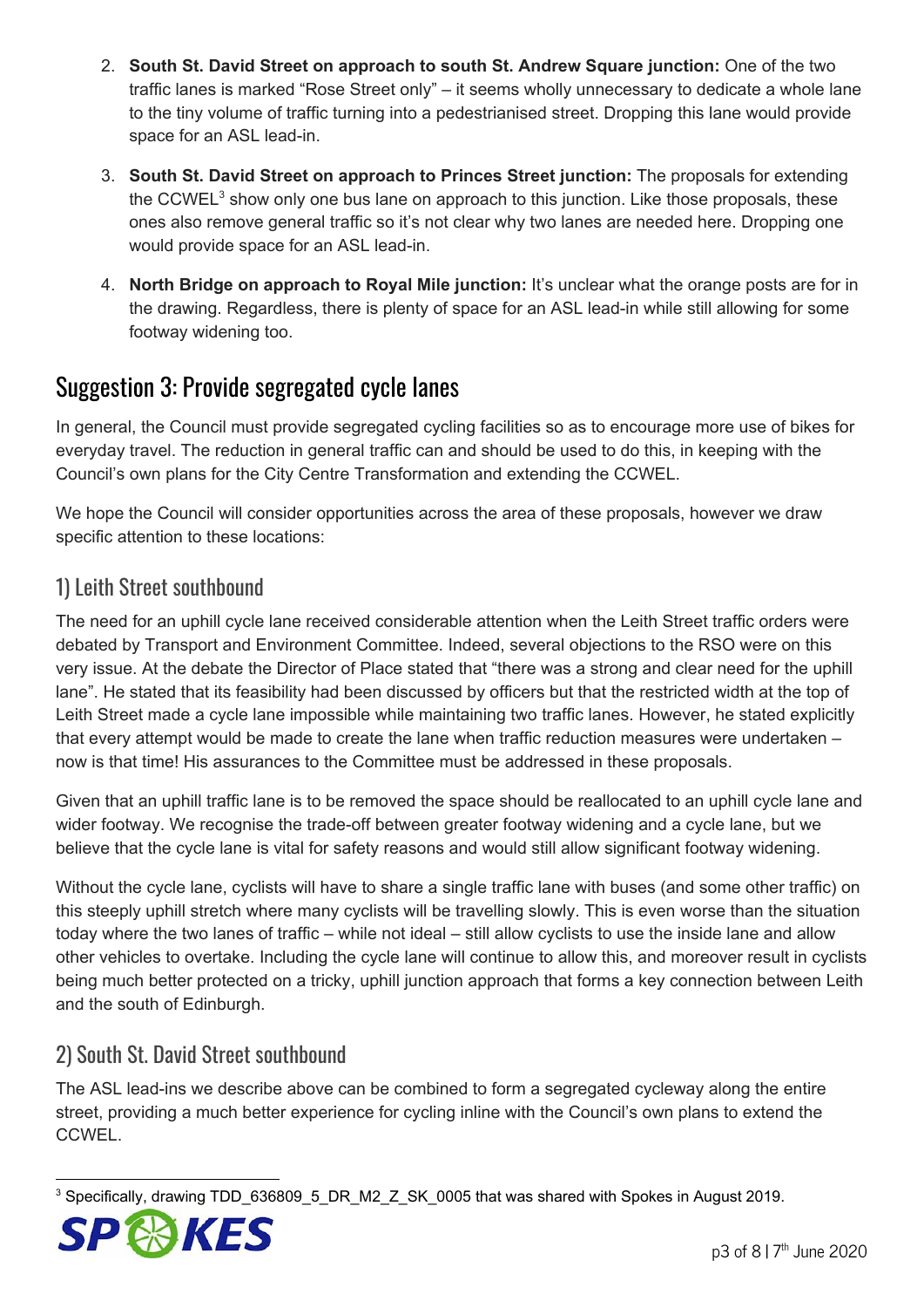2. **South St. David Street on approach to south St. Andrew Square junction:** One of the two traffic lanes is marked "Rose Street only" – it seems wholly unnecessary to dedicate a whole lane to the tiny volume of traffic turning into a pedestrianised street. Dropping this lane would provide space for an ASL lead-in.
3. **South St. David Street on approach to Princes Street junction:** The proposals for extending the CCWEL[3] show only one bus lane on approach to this junction. Like those proposals, these ones also remove general traffic so it's not clear why two lanes are needed here. Dropping one would provide space for an ASL lead-in.
4. **North Bridge on approach to Royal Mile junction:** It's unclear what the orange posts are for in the drawing. Regardless, there is plenty of space for an ASL lead-in while still allowing for some footway widening too.

## Suggestion 3: Provide segregated cycle lanes

In general, the Council must provide segregated cycling facilities so as to encourage more use of bikes for everyday travel. The reduction in general traffic can and should be used to do this, in keeping with the Council's own plans for the City Centre Transformation and extending the CCWEL.

We hope the Council will consider opportunities across the area of these proposals, however we draw specific attention to these locations:

### 1) Leith Street southbound

The need for an uphill cycle lane received considerable attention when the Leith Street traffic orders were debated by Transport and Environment Committee. Indeed, several objections to the RSO were on this very issue. At the debate the Director of Place stated that "there was a strong and clear need for the uphill lane". He stated that its feasibility had been discussed by officers but that the restricted width at the top of Leith Street made a cycle lane impossible while maintaining two traffic lanes. However, he stated explicitly that every attempt would be made to create the lane when traffic reduction measures were undertaken – now is that time! His assurances to the Committee must be addressed in these proposals.

Given that an uphill traffic lane is to be removed the space should be reallocated to an uphill cycle lane and wider footway. We recognise the trade-off between greater footway widening and a cycle lane, but we believe that the cycle lane is vital for safety reasons and would still allow significant footway widening.

Without the cycle lane, cyclists will have to share a single traffic lane with buses (and some other traffic) on this steeply uphill stretch where many cyclists will be travelling slowly. This is even worse than the situation today where the two lanes of traffic – while not ideal – still allow cyclists to use the inside lane and allow other vehicles to overtake. Including the cycle lane will continue to allow this, and moreover result in cyclists being much better protected on a tricky, uphill junction approach that forms a key connection between Leith and the south of Edinburgh.

### 2) South St. David Street southbound

The ASL lead-ins we describe above can be combined to form a segregated cycleway along the entire street, providing a much better experience for cycling inline with the Council's own plans to extend the CCWEL.

---

[3] Specifically, drawing TDD_636809_5_DR_M2_Z_SK_0005 that was shared with Spokes in August 2019.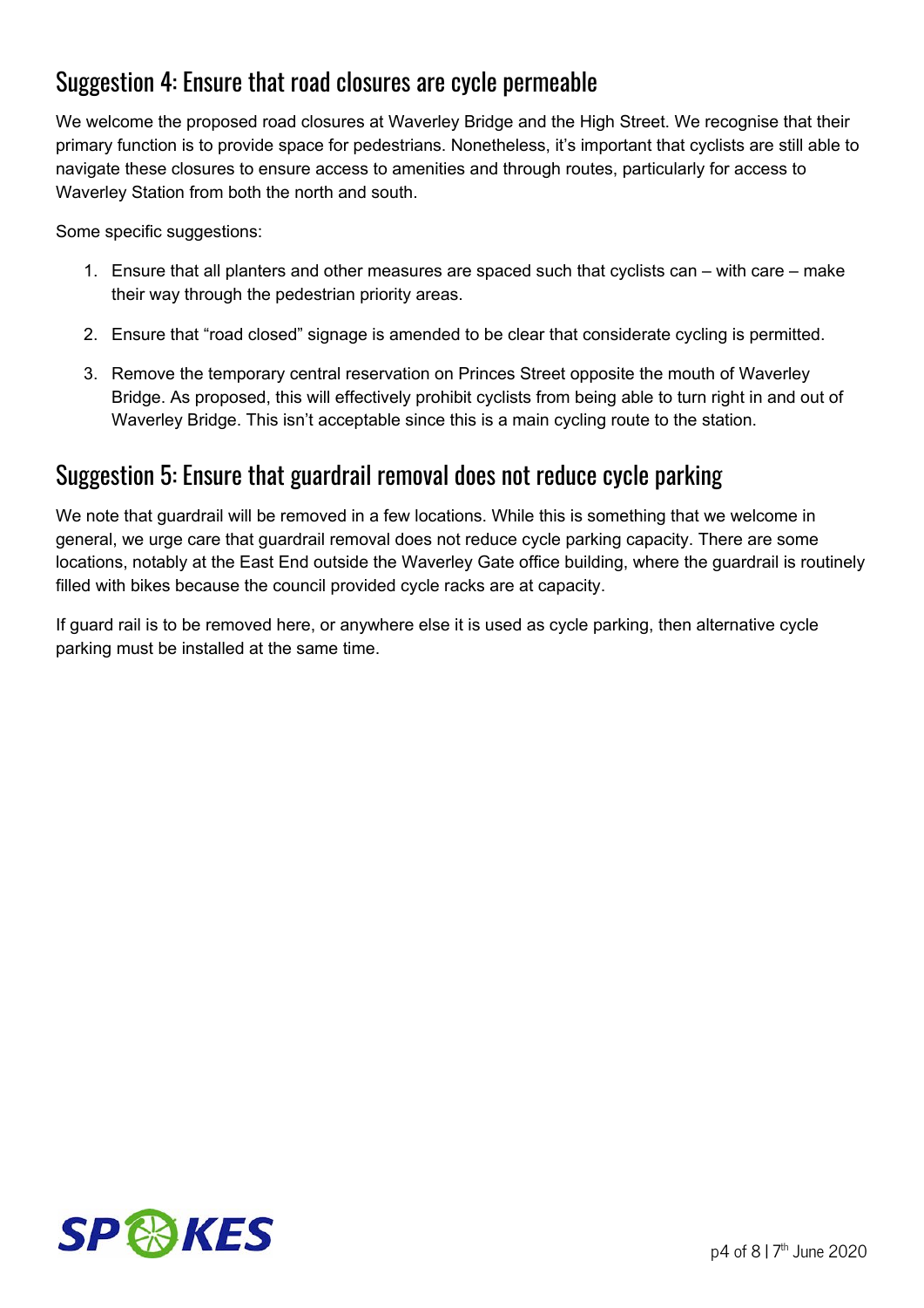## Suggestion 4: Ensure that road closures are cycle permeable

We welcome the proposed road closures at Waverley Bridge and the High Street. We recognise that their primary function is to provide space for pedestrians. Nonetheless, it's important that cyclists are still able to navigate these closures to ensure access to amenities and through routes, particularly for access to Waverley Station from both the north and south.

Some specific suggestions:

1. Ensure that all planters and other measures are spaced such that cyclists can – with care – make their way through the pedestrian priority areas.
2. Ensure that "road closed" signage is amended to be clear that considerate cycling is permitted.
3. Remove the temporary central reservation on Princes Street opposite the mouth of Waverley Bridge. As proposed, this will effectively prohibit cyclists from being able to turn right in and out of Waverley Bridge. This isn't acceptable since this is a main cycling route to the station.

## Suggestion 5: Ensure that guardrail removal does not reduce cycle parking

We note that guardrail will be removed in a few locations. While this is something that we welcome in general, we urge care that guardrail removal does not reduce cycle parking capacity. There are some locations, notably at the East End outside the Waverley Gate office building, where the guardrail is routinely filled with bikes because the council provided cycle racks are at capacity.

If guard rail is to be removed here, or anywhere else it is used as cycle parking, then alternative cycle parking must be installed at the same time.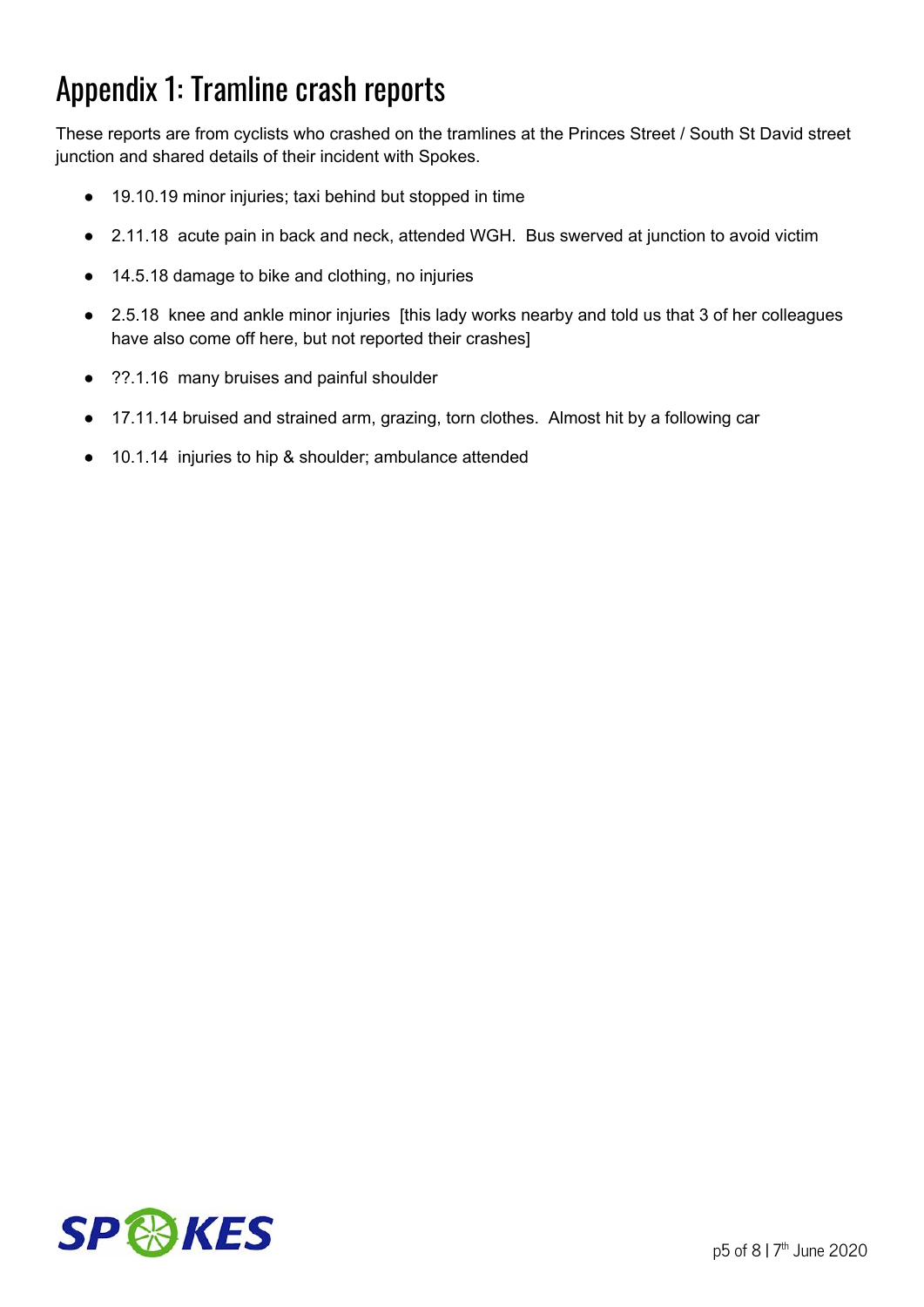# Appendix 1: Tramline crash reports

These reports are from cyclists who crashed on the tramlines at the Princes Street / South St David street junction and shared details of their incident with Spokes.

- 19.10.19 minor injuries; taxi behind but stopped in time
- 2.11.18 acute pain in back and neck, attended WGH. Bus swerved at junction to avoid victim
- 14.5.18 damage to bike and clothing, no injuries
- 2.5.18 knee and ankle minor injuries [this lady works nearby and told us that 3 of her colleagues have also come off here, but not reported their crashes]
- ??.1.16 many bruises and painful shoulder
- 17.11.14 bruised and strained arm, grazing, torn clothes. Almost hit by a following car
- 10.1.14 injuries to hip & shoulder; ambulance attended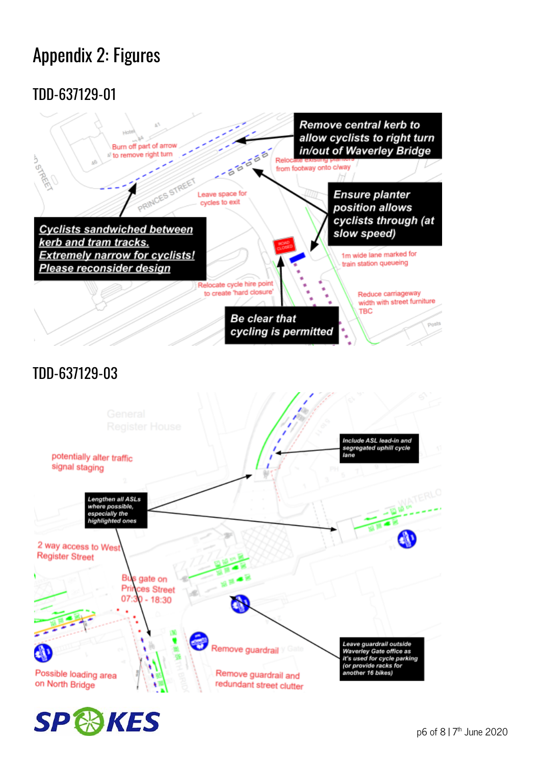# Appendix 2: Figures

## TDD-637129-01

Remove central kerb to allow cyclists to right turn in/out of Waverley Bridge

Burn off part of arrow to remove right turn

Relocate existing planters from footway onto c/way

Leave space for cycles to exit

Ensure planter position allows cyclists through (at slow speed)

Cyclists sandwiched between kerb and tram tracks. Extremely narrow for cyclists! Please reconsider design

1m wide lane marked for train station queueing

Relocate cycle hire point to create 'hard closure'

Reduce carriageway width with street furniture TBC

Be clear that cycling is permitted

## TDD-637129-03

potentially alter traffic signal staging

Include ASL lead-in and segregated uphill cycle lane

Lengthen all ASLs where possible, especially the highlighted ones

2 way access to West Register Street

Bus gate on Princes Street 07:30 - 18:30

Remove guardrail

Leave guardrail outside Waverley Gate office as it's used for cycle parking (or provide racks for another 16 bikes)

Possible loading area on North Bridge

Remove guardrail and redundant street clutter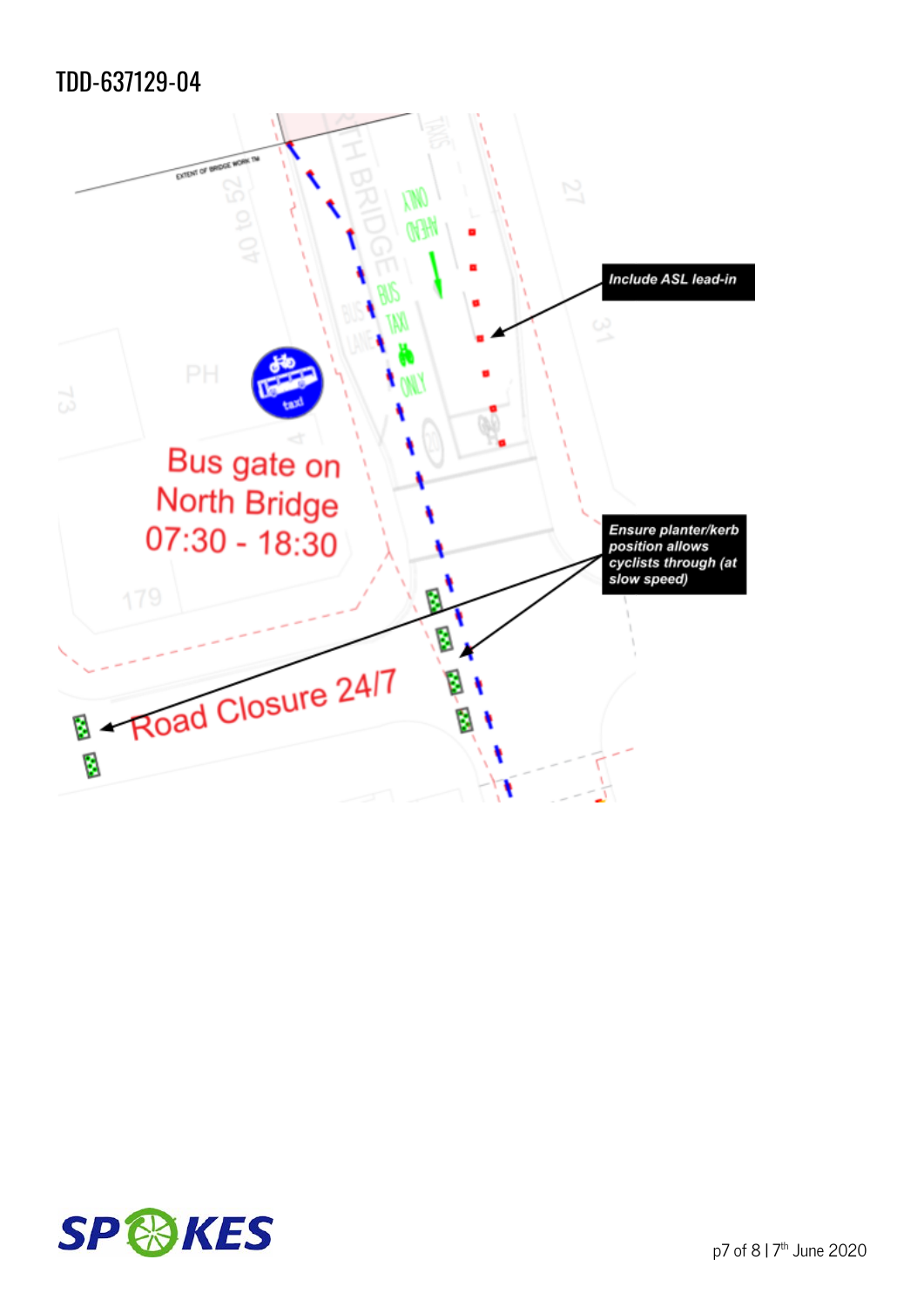TDD-637129-04

Include ASL lead-in

Bus gate on North Bridge 07:30 - 18:30

Ensure planter/kerb position allows cyclists through (at slow speed)

Road Closure 24/7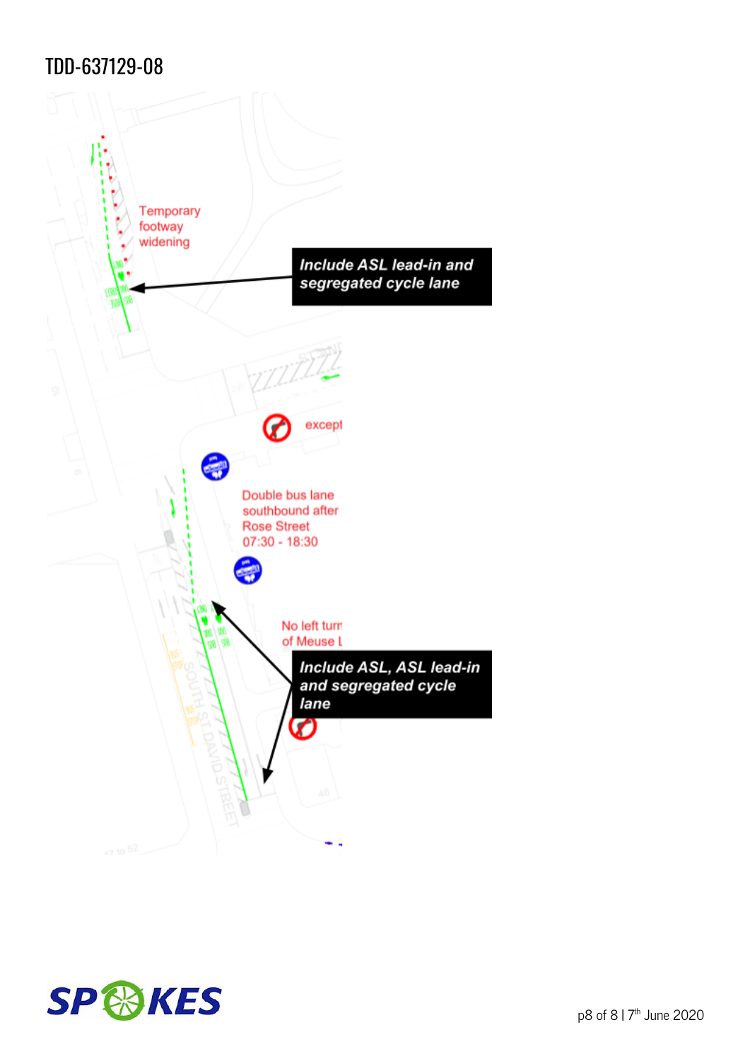TDD-637129-08

Temporary footway widening

**_Include ASL lead-in and segregated cycle lane_**

except

Double bus lane southbound after Rose Street 07:30 - 18:30

No left turn of Meuse L

**_Include ASL, ASL lead-in and segregated cycle lane_**

SOUTH ST DAVID STREET